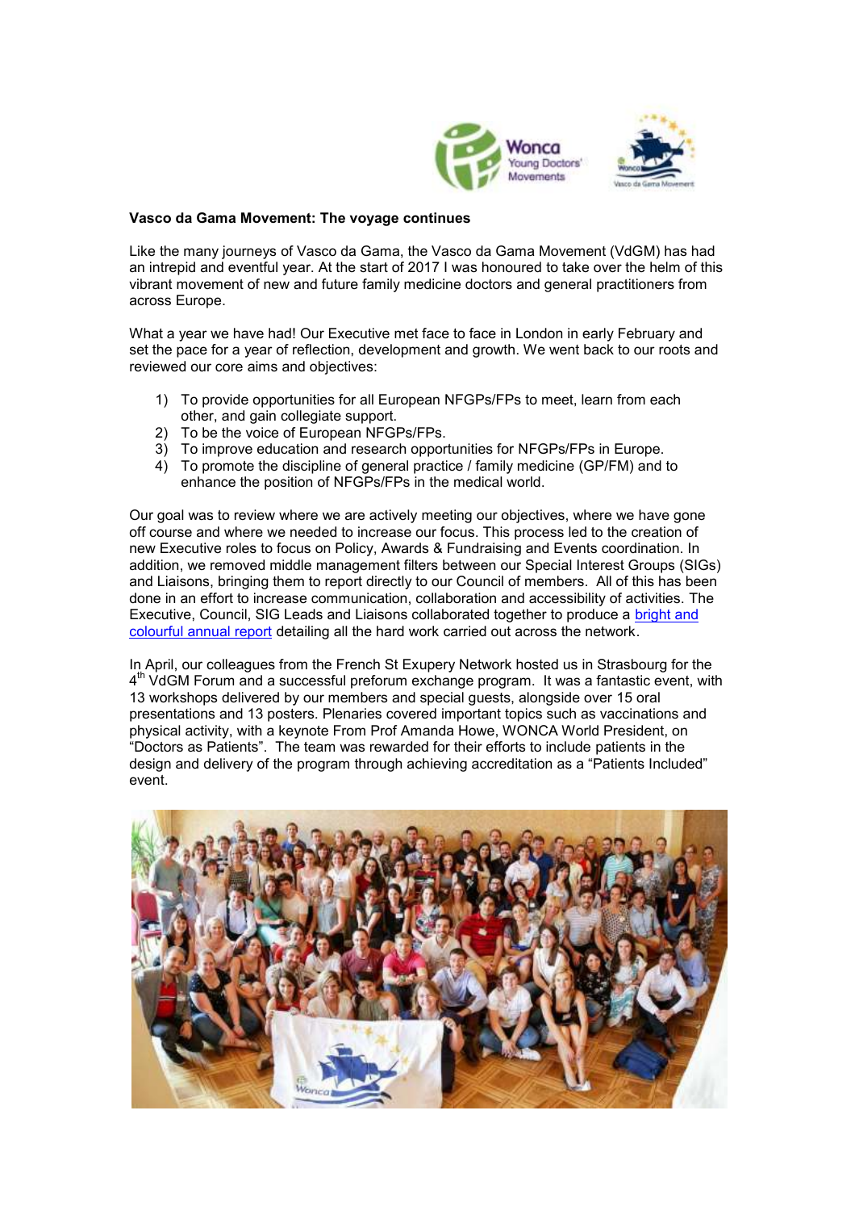**Vasco da Gama Movement: The voyage continues**

Like the many journeys of Vasco da Gama, the Vasco da Gama Movement (VdGM) has had an intrepid and eventful year. At the start of 2017 I was honoured to take over the helm of this vibrant movement of new and future family medicine doctors and general practitioners from across Europe.

What a year we have had! Our Executive met face to face in London in early February and set the pace for a year of reflection, development and growth. We went back to our roots and reviewed our core aims and objectives:

1) To provide opportunities for all European NFGPs/FPs to meet, learn from each other, and gain collegiate support.
2) To be the voice of European NFGPs/FPs.
3) To improve education and research opportunities for NFGPs/FPs in Europe.
4) To promote the discipline of general practice / family medicine (GP/FM) and to enhance the position of NFGPs/FPs in the medical world.

Our goal was to review where we are actively meeting our objectives, where we have gone off course and where we needed to increase our focus. This process led to the creation of new Executive roles to focus on Policy, Awards & Fundraising and Events coordination. In addition, we removed middle management filters between our Special Interest Groups (SIGs) and Liaisons, bringing them to report directly to our Council of members. All of this has been done in an effort to increase communication, collaboration and accessibility of activities. The Executive, Council, SIG Leads and Liaisons collaborated together to produce a bright and colourful annual report detailing all the hard work carried out across the network.

In April, our colleagues from the French St Exupery Network hosted us in Strasbourg for the 4th VdGM Forum and a successful preforum exchange program. It was a fantastic event, with 13 workshops delivered by our members and special guests, alongside over 15 oral presentations and 13 posters. Plenaries covered important topics such as vaccinations and physical activity, with a keynote From Prof Amanda Howe, WONCA World President, on "Doctors as Patients". The team was rewarded for their efforts to include patients in the design and delivery of the program through achieving accreditation as a "Patients Included" event.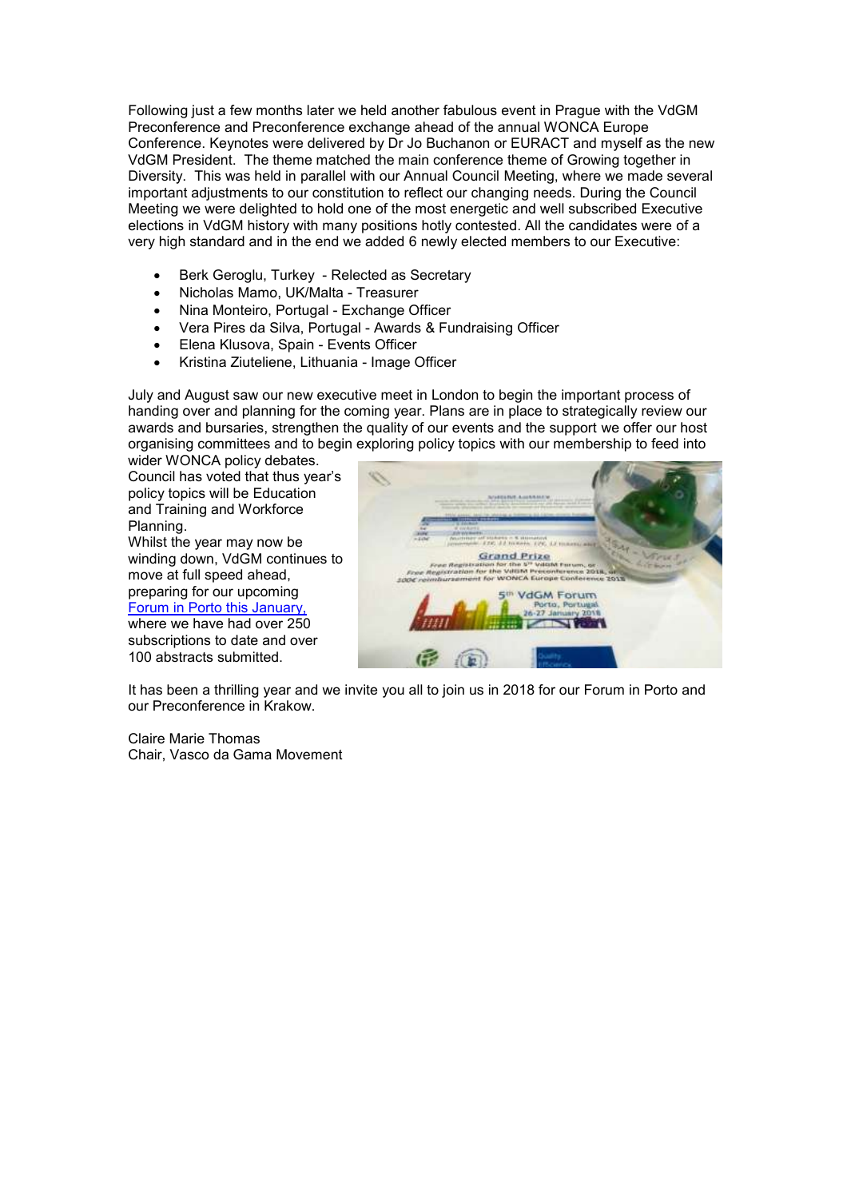Following just a few months later we held another fabulous event in Prague with the VdGM Preconference and Preconference exchange ahead of the annual WONCA Europe Conference. Keynotes were delivered by Dr Jo Buchanon or EURACT and myself as the new VdGM President. The theme matched the main conference theme of Growing together in Diversity. This was held in parallel with our Annual Council Meeting, where we made several important adjustments to our constitution to reflect our changing needs. During the Council Meeting we were delighted to hold one of the most energetic and well subscribed Executive elections in VdGM history with many positions hotly contested. All the candidates were of a very high standard and in the end we added 6 newly elected members to our Executive:

- Berk Geroglu, Turkey - Relected as Secretary
- Nicholas Mamo, UK/Malta - Treasurer
- Nina Monteiro, Portugal - Exchange Officer
- Vera Pires da Silva, Portugal - Awards & Fundraising Officer
- Elena Klusova, Spain - Events Officer
- Kristina Ziuteliene, Lithuania - Image Officer

July and August saw our new executive meet in London to begin the important process of handing over and planning for the coming year. Plans are in place to strategically review our awards and bursaries, strengthen the quality of our events and the support we offer our host organising committees and to begin exploring policy topics with our membership to feed into wider WONCA policy debates.

Council has voted that thus year's policy topics will be Education and Training and Workforce Planning.

Whilst the year may now be winding down, VdGM continues to move at full speed ahead, preparing for our upcoming [Forum in Porto this January,](#) where we have had over 250 subscriptions to date and over 100 abstracts submitted.

It has been a thrilling year and we invite you all to join us in 2018 for our Forum in Porto and our Preconference in Krakow.

Claire Marie Thomas
Chair, Vasco da Gama Movement